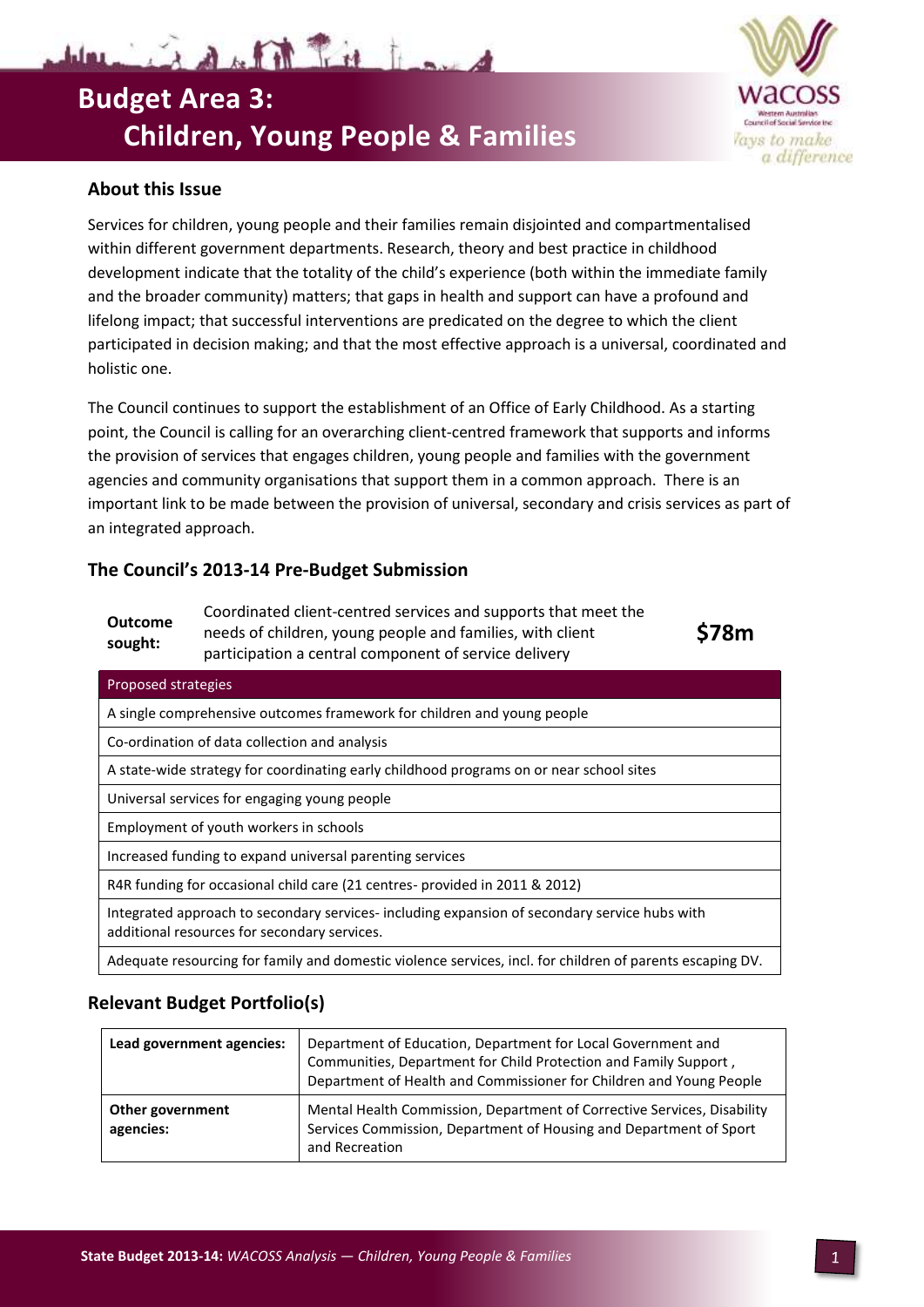# Budget Area 3:
# Children, Young People & Families

## About this Issue

Services for children, young people and their families remain disjointed and compartmentalised within different government departments. Research, theory and best practice in childhood development indicate that the totality of the child's experience (both within the immediate family and the broader community) matters; that gaps in health and support can have a profound and lifelong impact; that successful interventions are predicated on the degree to which the client participated in decision making; and that the most effective approach is a universal, coordinated and holistic one.

The Council continues to support the establishment of an Office of Early Childhood. As a starting point, the Council is calling for an overarching client-centred framework that supports and informs the provision of services that engages children, young people and families with the government agencies and community organisations that support them in a common approach. There is an important link to be made between the provision of universal, secondary and crisis services as part of an integrated approach.

## The Council's 2013-14 Pre-Budget Submission

| **Outcome sought:** | Coordinated client-centred services and supports that meet the needs of children, young people and families, with client participation a central component of service delivery | **$78m** |
|---|---|---|

| Proposed strategies |
|---|
| A single comprehensive outcomes framework for children and young people |
| Co-ordination of data collection and analysis |
| A state-wide strategy for coordinating early childhood programs on or near school sites |
| Universal services for engaging young people |
| Employment of youth workers in schools |
| Increased funding to expand universal parenting services |
| R4R funding for occasional child care (21 centres- provided in 2011 & 2012) |
| Integrated approach to secondary services- including expansion of secondary service hubs with additional resources for secondary services. |
| Adequate resourcing for family and domestic violence services, incl. for children of parents escaping DV. |

## Relevant Budget Portfolio(s)

| | |
|---|---|
| **Lead government agencies:** | Department of Education, Department for Local Government and Communities, Department for Child Protection and Family Support , Department of Health and Commissioner for Children and Young People |
| **Other government agencies:** | Mental Health Commission, Department of Corrective Services, Disability Services Commission, Department of Housing and Department of Sport and Recreation |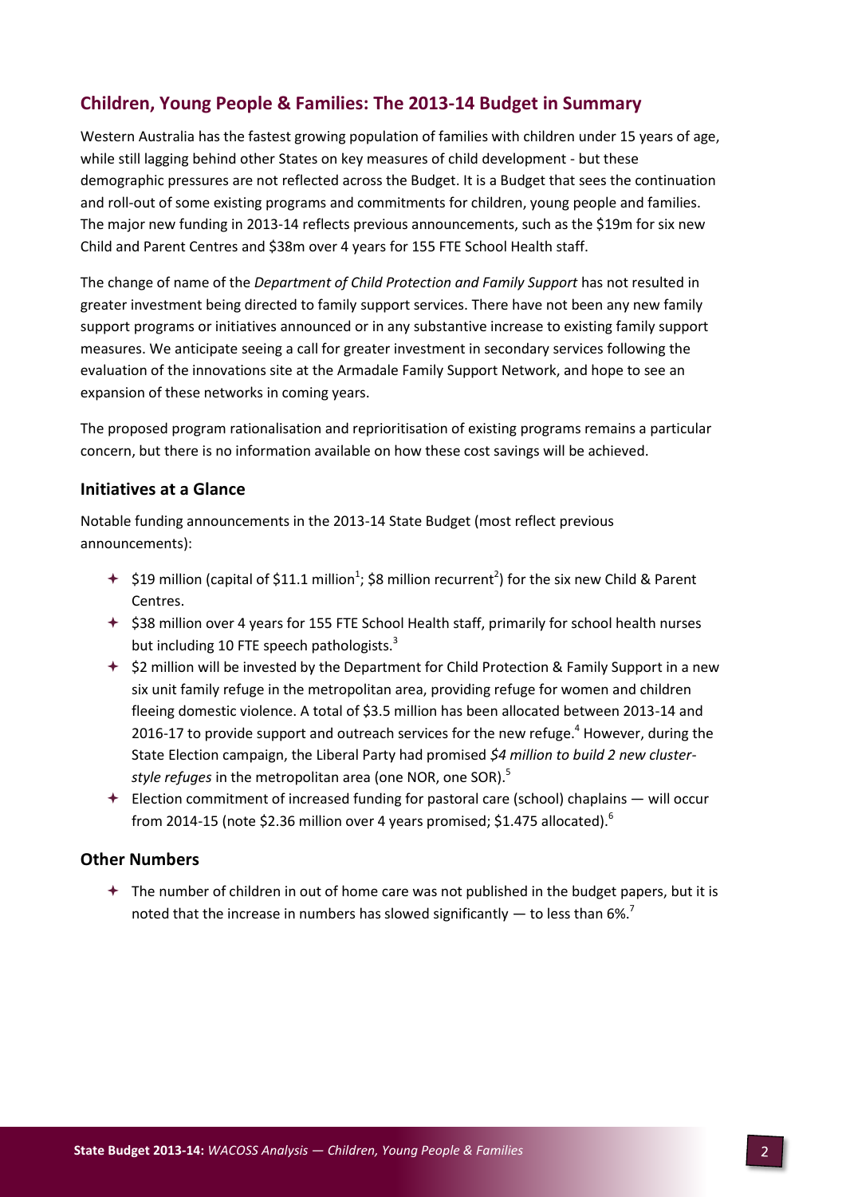## Children, Young People & Families: The 2013-14 Budget in Summary

Western Australia has the fastest growing population of families with children under 15 years of age, while still lagging behind other States on key measures of child development - but these demographic pressures are not reflected across the Budget. It is a Budget that sees the continuation and roll-out of some existing programs and commitments for children, young people and families. The major new funding in 2013-14 reflects previous announcements, such as the $19m for six new Child and Parent Centres and $38m over 4 years for 155 FTE School Health staff.

The change of name of the *Department of Child Protection and Family Support* has not resulted in greater investment being directed to family support services. There have not been any new family support programs or initiatives announced or in any substantive increase to existing family support measures. We anticipate seeing a call for greater investment in secondary services following the evaluation of the innovations site at the Armadale Family Support Network, and hope to see an expansion of these networks in coming years.

The proposed program rationalisation and reprioritisation of existing programs remains a particular concern, but there is no information available on how these cost savings will be achieved.

### Initiatives at a Glance

Notable funding announcements in the 2013-14 State Budget (most reflect previous announcements):

- $19 million (capital of $11.1 million[1]; $8 million recurrent[2]) for the six new Child & Parent Centres.
- $38 million over 4 years for 155 FTE School Health staff, primarily for school health nurses but including 10 FTE speech pathologists.[3]
- $2 million will be invested by the Department for Child Protection & Family Support in a new six unit family refuge in the metropolitan area, providing refuge for women and children fleeing domestic violence. A total of $3.5 million has been allocated between 2013-14 and 2016-17 to provide support and outreach services for the new refuge.[4] However, during the State Election campaign, the Liberal Party had promised *$4 million to build 2 new cluster-style refuges* in the metropolitan area (one NOR, one SOR).[5]
- Election commitment of increased funding for pastoral care (school) chaplains — will occur from 2014-15 (note $2.36 million over 4 years promised; $1.475 allocated).[6]

### Other Numbers

- The number of children in out of home care was not published in the budget papers, but it is noted that the increase in numbers has slowed significantly — to less than 6%.[7]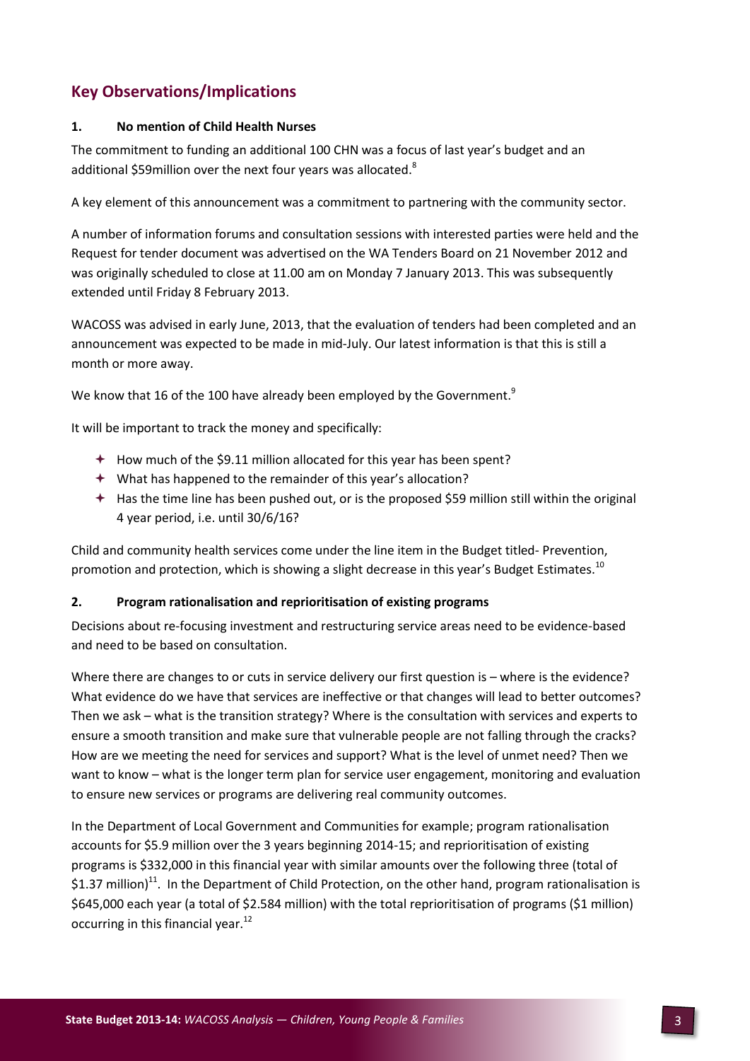## Key Observations/Implications

### 1. No mention of Child Health Nurses

The commitment to funding an additional 100 CHN was a focus of last year's budget and an additional $59million over the next four years was allocated.[8]

A key element of this announcement was a commitment to partnering with the community sector.

A number of information forums and consultation sessions with interested parties were held and the Request for tender document was advertised on the WA Tenders Board on 21 November 2012 and was originally scheduled to close at 11.00 am on Monday 7 January 2013. This was subsequently extended until Friday 8 February 2013.

WACOSS was advised in early June, 2013, that the evaluation of tenders had been completed and an announcement was expected to be made in mid-July. Our latest information is that this is still a month or more away.

We know that 16 of the 100 have already been employed by the Government.[9]

It will be important to track the money and specifically:

- How much of the $9.11 million allocated for this year has been spent?
- What has happened to the remainder of this year's allocation?
- Has the time line has been pushed out, or is the proposed $59 million still within the original 4 year period, i.e. until 30/6/16?

Child and community health services come under the line item in the Budget titled- Prevention, promotion and protection, which is showing a slight decrease in this year's Budget Estimates.[10]

### 2. Program rationalisation and reprioritisation of existing programs

Decisions about re-focusing investment and restructuring service areas need to be evidence-based and need to be based on consultation.

Where there are changes to or cuts in service delivery our first question is – where is the evidence? What evidence do we have that services are ineffective or that changes will lead to better outcomes? Then we ask – what is the transition strategy? Where is the consultation with services and experts to ensure a smooth transition and make sure that vulnerable people are not falling through the cracks? How are we meeting the need for services and support? What is the level of unmet need? Then we want to know – what is the longer term plan for service user engagement, monitoring and evaluation to ensure new services or programs are delivering real community outcomes.

In the Department of Local Government and Communities for example; program rationalisation accounts for $5.9 million over the 3 years beginning 2014-15; and reprioritisation of existing programs is $332,000 in this financial year with similar amounts over the following three (total of $1.37 million)[11]. In the Department of Child Protection, on the other hand, program rationalisation is $645,000 each year (a total of $2.584 million) with the total reprioritisation of programs ($1 million) occurring in this financial year.[12]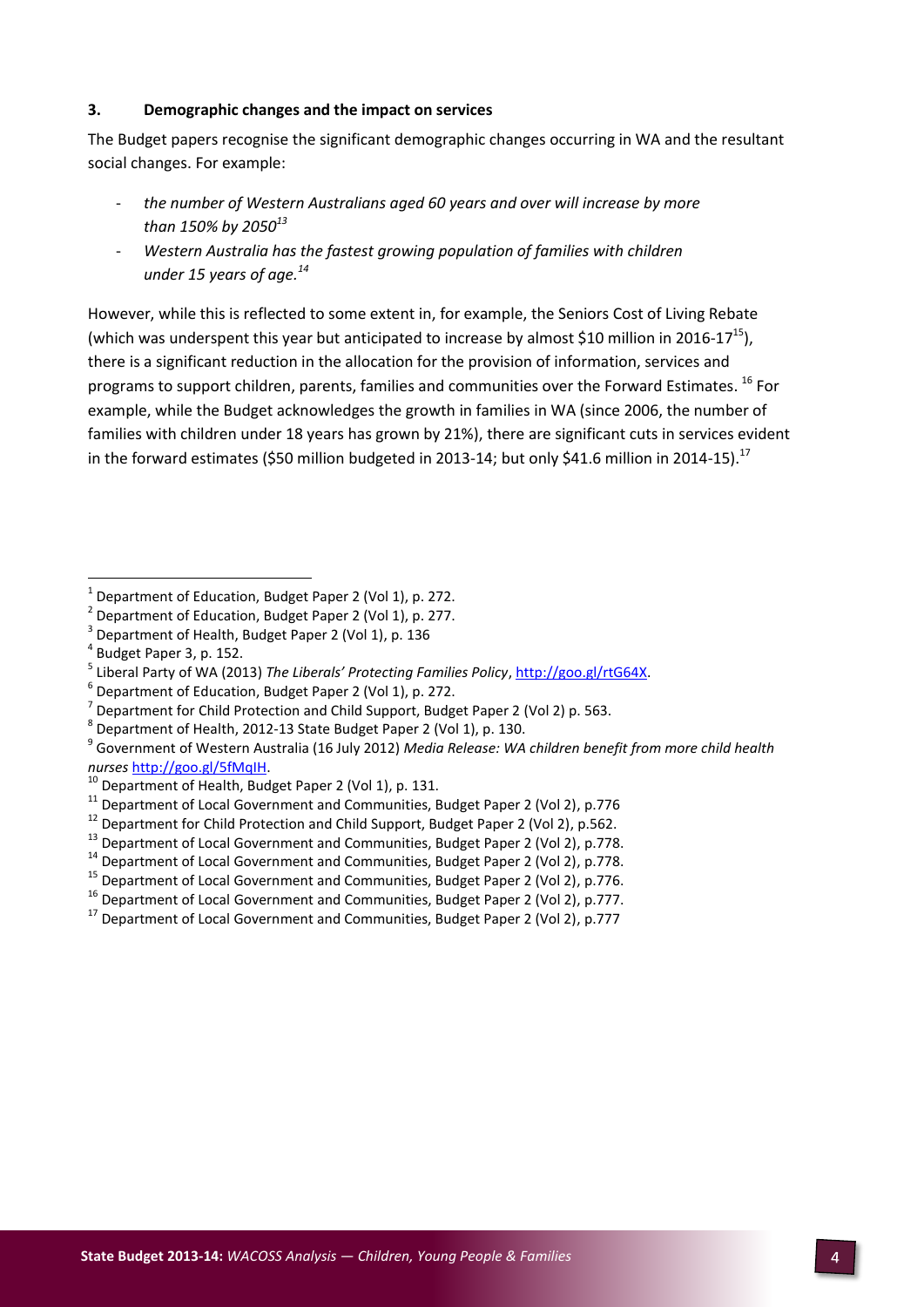### 3. Demographic changes and the impact on services

The Budget papers recognise the significant demographic changes occurring in WA and the resultant social changes. For example:

- *the number of Western Australians aged 60 years and over will increase by more than 150% by 2050*[13]
- *Western Australia has the fastest growing population of families with children under 15 years of age.*[14]

However, while this is reflected to some extent in, for example, the Seniors Cost of Living Rebate (which was underspent this year but anticipated to increase by almost $10 million in 2016-17[15]), there is a significant reduction in the allocation for the provision of information, services and programs to support children, parents, families and communities over the Forward Estimates. [16] For example, while the Budget acknowledges the growth in families in WA (since 2006, the number of families with children under 18 years has grown by 21%), there are significant cuts in services evident in the forward estimates ($50 million budgeted in 2013-14; but only $41.6 million in 2014-15).[17]

---

[1] Department of Education, Budget Paper 2 (Vol 1), p. 272.
[2] Department of Education, Budget Paper 2 (Vol 1), p. 277.
[3] Department of Health, Budget Paper 2 (Vol 1), p. 136
[4] Budget Paper 3, p. 152.
[5] Liberal Party of WA (2013) *The Liberals' Protecting Families Policy*, http://goo.gl/rtG64X.
[6] Department of Education, Budget Paper 2 (Vol 1), p. 272.
[7] Department for Child Protection and Child Support, Budget Paper 2 (Vol 2) p. 563.
[8] Department of Health, 2012-13 State Budget Paper 2 (Vol 1), p. 130.
[9] Government of Western Australia (16 July 2012) *Media Release: WA children benefit from more child health nurses* http://goo.gl/5fMqIH.
[10] Department of Health, Budget Paper 2 (Vol 1), p. 131.
[11] Department of Local Government and Communities, Budget Paper 2 (Vol 2), p.776
[12] Department for Child Protection and Child Support, Budget Paper 2 (Vol 2), p.562.
[13] Department of Local Government and Communities, Budget Paper 2 (Vol 2), p.778.
[14] Department of Local Government and Communities, Budget Paper 2 (Vol 2), p.778.
[15] Department of Local Government and Communities, Budget Paper 2 (Vol 2), p.776.
[16] Department of Local Government and Communities, Budget Paper 2 (Vol 2), p.777.
[17] Department of Local Government and Communities, Budget Paper 2 (Vol 2), p.777